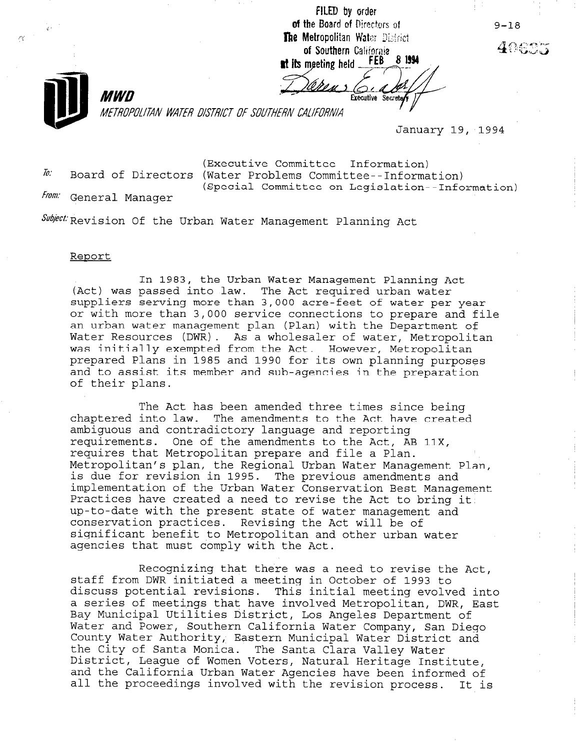FILED by order of the Board of Directors of The Metropolitan Water District of Southern California at its meeting held FEB 8 1994

Executive Secretary

9-18

40635

**MWD**

*METROPOLITAN WATER DISTRICT OF SOUTHERN CALIFORNIA*

January 19, 1994

To: Board of Directors (Executive Committee Information)
(Water Problems Committee--Information)
(Special Committee on Legislation--Information)

From: General Manager

Subject: Revision Of the Urban Water Management Planning Act

Report

In 1983, the Urban Water Management Planning Act (Act) was passed into law. The Act required urban water suppliers serving more than 3,000 acre-feet of water per year or with more than 3,000 service connections to prepare and file an urban water management plan (Plan) with the Department of Water Resources (DWR). As a wholesaler of water, Metropolitan was initially exempted from the Act. However, Metropolitan prepared Plans in 1985 and 1990 for its own planning purposes and to assist its member and sub-agencies in the preparation of their plans.

The Act has been amended three times since being chaptered into law. The amendments to the Act have created ambiguous and contradictory language and reporting requirements. One of the amendments to the Act, AB 11X, requires that Metropolitan prepare and file a Plan. Metropolitan's plan, the Regional Urban Water Management Plan, is due for revision in 1995. The previous amendments and implementation of the Urban Water Conservation Best Management Practices have created a need to revise the Act to bring it up-to-date with the present state of water management and conservation practices. Revising the Act will be of significant benefit to Metropolitan and other urban water agencies that must comply with the Act.

Recognizing that there was a need to revise the Act, staff from DWR initiated a meeting in October of 1993 to discuss potential revisions. This initial meeting evolved into a series of meetings that have involved Metropolitan, DWR, East Bay Municipal Utilities District, Los Angeles Department of Water and Power, Southern California Water Company, San Diego County Water Authority, Eastern Municipal Water District and the City of Santa Monica. The Santa Clara Valley Water District, League of Women Voters, Natural Heritage Institute, and the California Urban Water Agencies have been informed of all the proceedings involved with the revision process. It is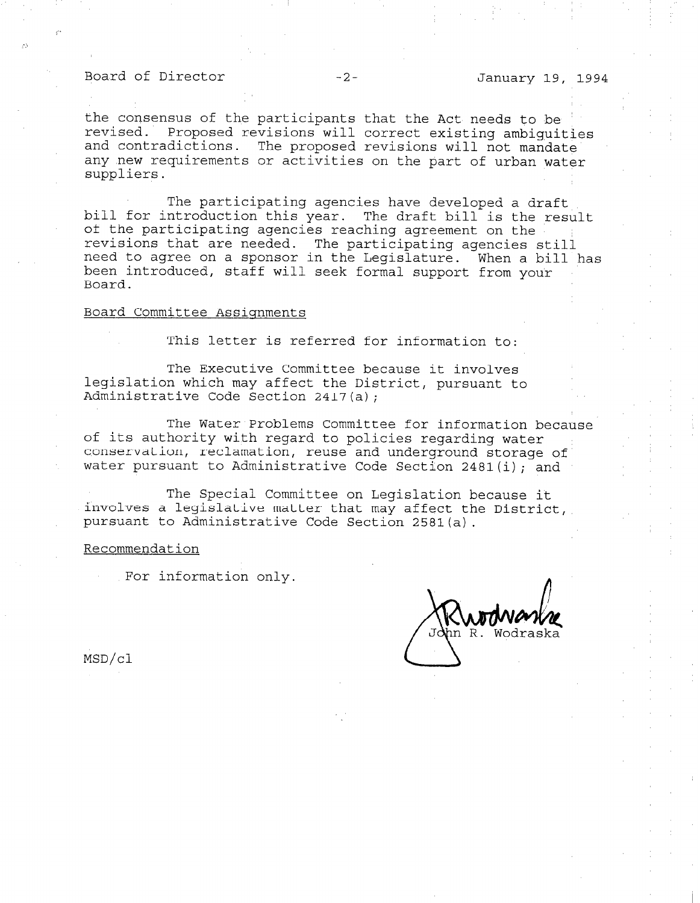the consensus of the participants that the Act needs to be revised. Proposed revisions will correct existing ambiguities and contradictions. The proposed revisions will not mandate any new requirements or activities on the part of urban water suppliers.

The participating agencies have developed a draft bill for introduction this year. The draft bill is the result of the participating agencies reaching agreement on the revisions that are needed. The participating agencies still need to agree on a sponsor in the Legislature. When a bill has been introduced, staff will seek formal support from your Board.

Board Committee Assignments

This letter is referred for information to:

The Executive Committee because it involves legislation which may affect the District, pursuant to Administrative Code Section 2417(a);

The Water Problems Committee for information because of its authority with regard to policies regarding water conservation, reclamation, reuse and underground storage of water pursuant to Administrative Code Section 2481(i); and

The Special Committee on Legislation because it involves a legislative matter that may affect the District, pursuant to Administrative Code Section 2581(a).

Recommendation

For information only.

John R. Wodraska

MSD/cl